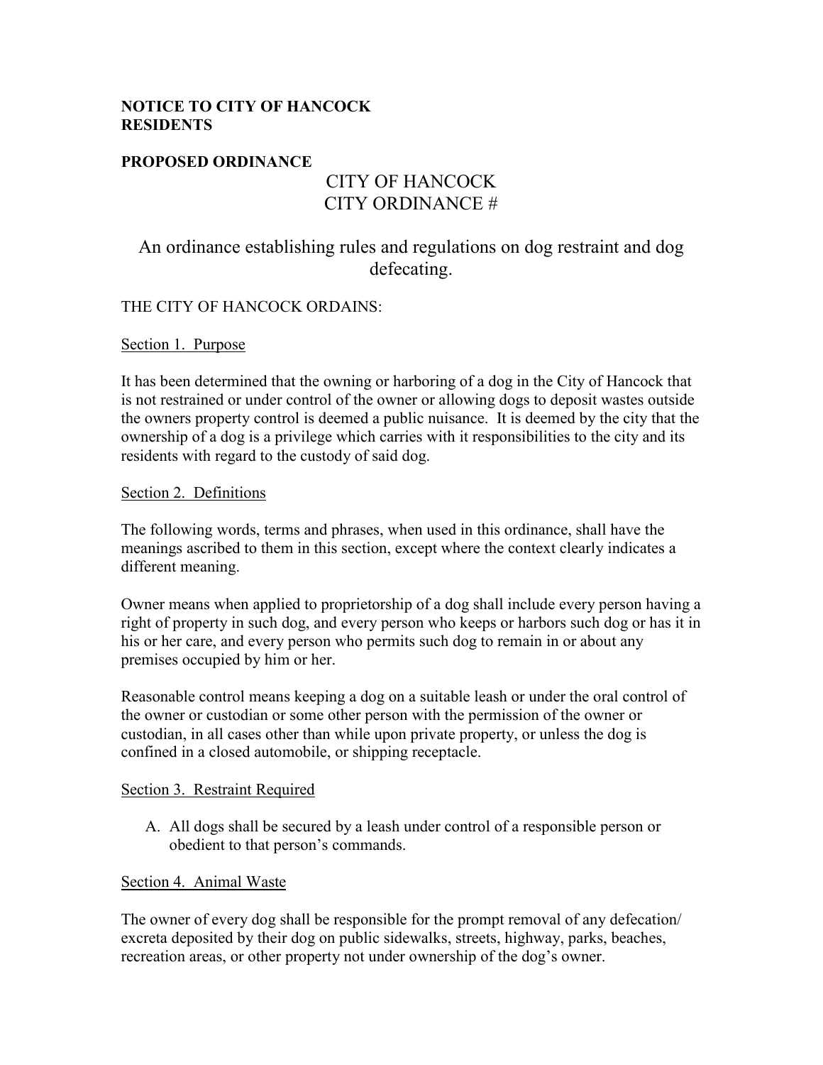**NOTICE TO CITY OF HANCOCK RESIDENTS**

**PROPOSED ORDINANCE**

# CITY OF HANCOCK
# CITY ORDINANCE #

## An ordinance establishing rules and regulations on dog restraint and dog defecating.

THE CITY OF HANCOCK ORDAINS:

Section 1. Purpose

It has been determined that the owning or harboring of a dog in the City of Hancock that is not restrained or under control of the owner or allowing dogs to deposit wastes outside the owners property control is deemed a public nuisance. It is deemed by the city that the ownership of a dog is a privilege which carries with it responsibilities to the city and its residents with regard to the custody of said dog.

Section 2. Definitions

The following words, terms and phrases, when used in this ordinance, shall have the meanings ascribed to them in this section, except where the context clearly indicates a different meaning.

Owner means when applied to proprietorship of a dog shall include every person having a right of property in such dog, and every person who keeps or harbors such dog or has it in his or her care, and every person who permits such dog to remain in or about any premises occupied by him or her.

Reasonable control means keeping a dog on a suitable leash or under the oral control of the owner or custodian or some other person with the permission of the owner or custodian, in all cases other than while upon private property, or unless the dog is confined in a closed automobile, or shipping receptacle.

Section 3. Restraint Required

A. All dogs shall be secured by a leash under control of a responsible person or obedient to that person's commands.

Section 4. Animal Waste

The owner of every dog shall be responsible for the prompt removal of any defecation/ excreta deposited by their dog on public sidewalks, streets, highway, parks, beaches, recreation areas, or other property not under ownership of the dog's owner.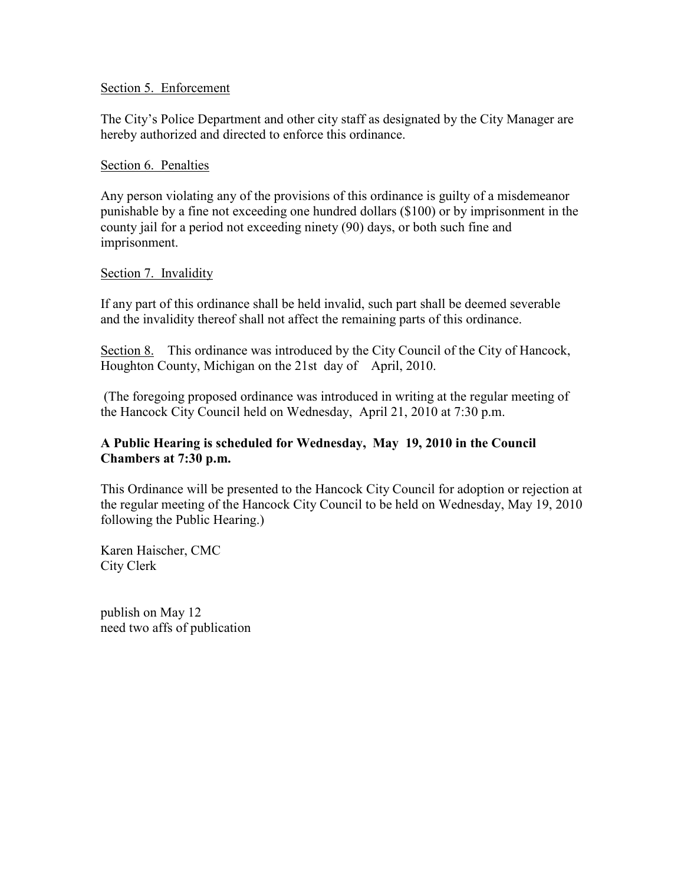Section 5. Enforcement

The City's Police Department and other city staff as designated by the City Manager are hereby authorized and directed to enforce this ordinance.

Section 6. Penalties

Any person violating any of the provisions of this ordinance is guilty of a misdemeanor punishable by a fine not exceeding one hundred dollars ($100) or by imprisonment in the county jail for a period not exceeding ninety (90) days, or both such fine and imprisonment.

Section 7. Invalidity

If any part of this ordinance shall be held invalid, such part shall be deemed severable and the invalidity thereof shall not affect the remaining parts of this ordinance.

Section 8. This ordinance was introduced by the City Council of the City of Hancock, Houghton County, Michigan on the 21st day of April, 2010.

(The foregoing proposed ordinance was introduced in writing at the regular meeting of the Hancock City Council held on Wednesday, April 21, 2010 at 7:30 p.m.

**A Public Hearing is scheduled for Wednesday, May 19, 2010 in the Council Chambers at 7:30 p.m.**

This Ordinance will be presented to the Hancock City Council for adoption or rejection at the regular meeting of the Hancock City Council to be held on Wednesday, May 19, 2010 following the Public Hearing.)

Karen Haischer, CMC
City Clerk

publish on May 12
need two affs of publication